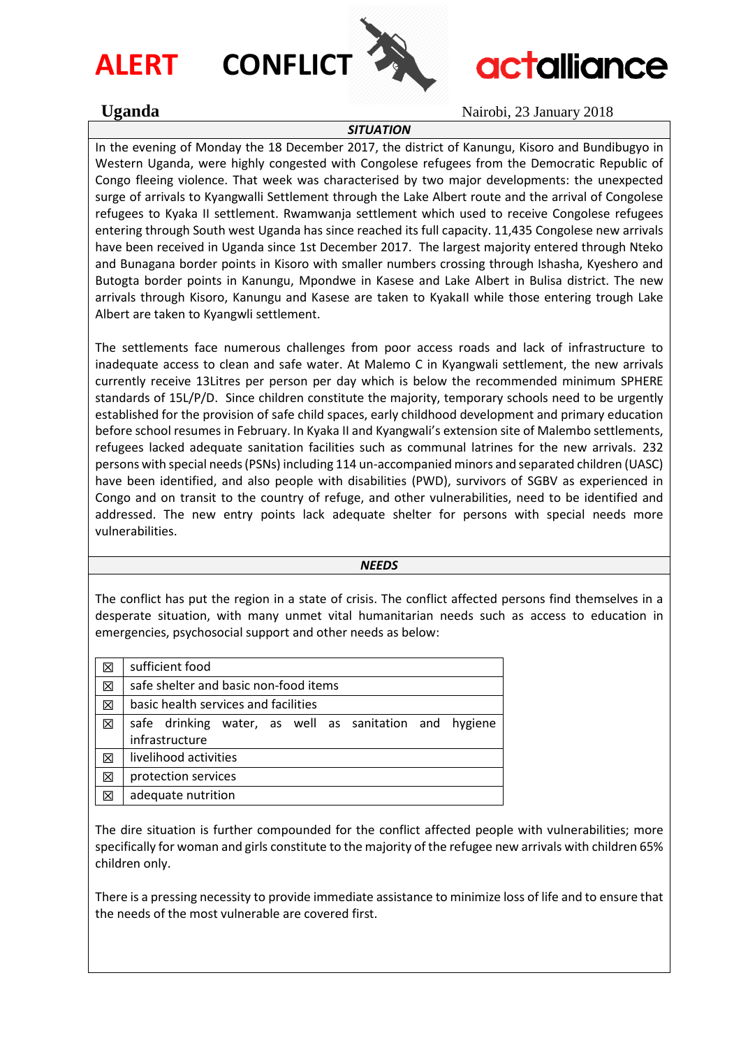# ALERT CONFLICT

actalliance

**Uganda**

Nairobi, 23 January 2018

## *SITUATION*

In the evening of Monday the 18 December 2017, the district of Kanungu, Kisoro and Bundibugyo in Western Uganda, were highly congested with Congolese refugees from the Democratic Republic of Congo fleeing violence. That week was characterised by two major developments: the unexpected surge of arrivals to Kyangwalli Settlement through the Lake Albert route and the arrival of Congolese refugees to Kyaka II settlement. Rwamwanja settlement which used to receive Congolese refugees entering through South west Uganda has since reached its full capacity. 11,435 Congolese new arrivals have been received in Uganda since 1st December 2017. The largest majority entered through Nteko and Bunagana border points in Kisoro with smaller numbers crossing through Ishasha, Kyeshero and Butogta border points in Kanungu, Mpondwe in Kasese and Lake Albert in Bulisa district. The new arrivals through Kisoro, Kanungu and Kasese are taken to KyakaII while those entering trough Lake Albert are taken to Kyangwli settlement.

The settlements face numerous challenges from poor access roads and lack of infrastructure to inadequate access to clean and safe water. At Malemo C in Kyangwali settlement, the new arrivals currently receive 13Litres per person per day which is below the recommended minimum SPHERE standards of 15L/P/D. Since children constitute the majority, temporary schools need to be urgently established for the provision of safe child spaces, early childhood development and primary education before school resumes in February. In Kyaka II and Kyangwali's extension site of Malembo settlements, refugees lacked adequate sanitation facilities such as communal latrines for the new arrivals. 232 persons with special needs (PSNs) including 114 un-accompanied minors and separated children (UASC) have been identified, and also people with disabilities (PWD), survivors of SGBV as experienced in Congo and on transit to the country of refuge, and other vulnerabilities, need to be identified and addressed. The new entry points lack adequate shelter for persons with special needs more vulnerabilities.

## *NEEDS*

The conflict has put the region in a state of crisis. The conflict affected persons find themselves in a desperate situation, with many unmet vital humanitarian needs such as access to education in emergencies, psychosocial support and other needs as below:

| | |
|---|---|
| ☒ | sufficient food |
| ☒ | safe shelter and basic non-food items |
| ☒ | basic health services and facilities |
| ☒ | safe drinking water, as well as sanitation and hygiene infrastructure |
| ☒ | livelihood activities |
| ☒ | protection services |
| ☒ | adequate nutrition |

The dire situation is further compounded for the conflict affected people with vulnerabilities; more specifically for woman and girls constitute to the majority of the refugee new arrivals with children 65% children only.

There is a pressing necessity to provide immediate assistance to minimize loss of life and to ensure that the needs of the most vulnerable are covered first.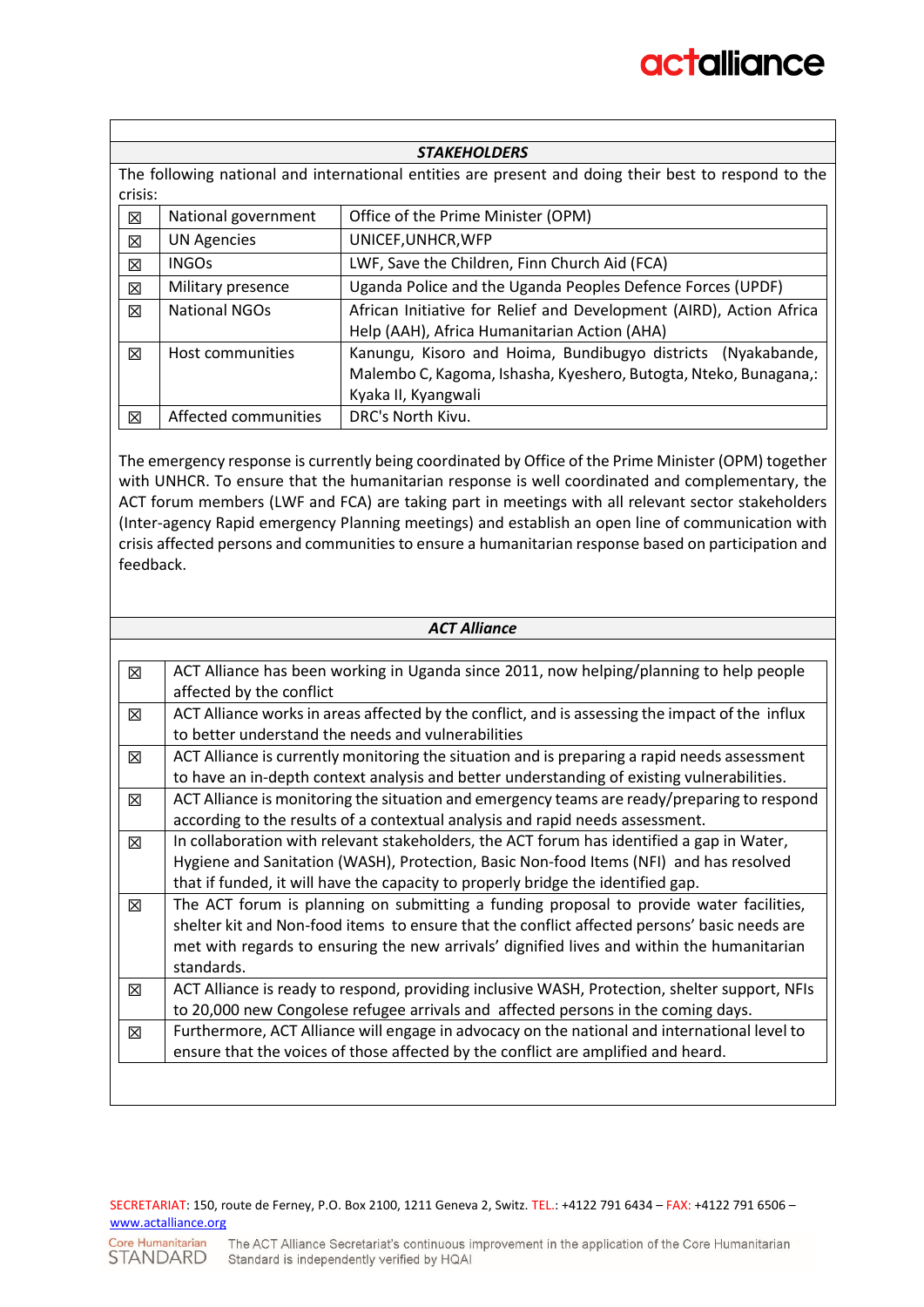### *STAKEHOLDERS*

The following national and international entities are present and doing their best to respond to the crisis:

| | | |
|---|---|---|
| ☒ | National government | Office of the Prime Minister (OPM) |
| ☒ | UN Agencies | UNICEF,UNHCR,WFP |
| ☒ | INGOs | LWF, Save the Children, Finn Church Aid (FCA) |
| ☒ | Military presence | Uganda Police and the Uganda Peoples Defence Forces (UPDF) |
| ☒ | National NGOs | African Initiative for Relief and Development (AIRD), Action Africa Help (AAH), Africa Humanitarian Action (AHA) |
| ☒ | Host communities | Kanungu, Kisoro and Hoima, Bundibugyo districts (Nyakabande, Malembo C, Kagoma, Ishasha, Kyeshero, Butogta, Nteko, Bunagana,: Kyaka II, Kyangwali |
| ☒ | Affected communities | DRC's North Kivu. |

The emergency response is currently being coordinated by Office of the Prime Minister (OPM) together with UNHCR. To ensure that the humanitarian response is well coordinated and complementary, the ACT forum members (LWF and FCA) are taking part in meetings with all relevant sector stakeholders (Inter-agency Rapid emergency Planning meetings) and establish an open line of communication with crisis affected persons and communities to ensure a humanitarian response based on participation and feedback.

### *ACT Alliance*

| | |
|---|---|
| ☒ | ACT Alliance has been working in Uganda since 2011, now helping/planning to help people affected by the conflict |
| ☒ | ACT Alliance works in areas affected by the conflict, and is assessing the impact of the influx to better understand the needs and vulnerabilities |
| ☒ | ACT Alliance is currently monitoring the situation and is preparing a rapid needs assessment to have an in-depth context analysis and better understanding of existing vulnerabilities. |
| ☒ | ACT Alliance is monitoring the situation and emergency teams are ready/preparing to respond according to the results of a contextual analysis and rapid needs assessment. |
| ☒ | In collaboration with relevant stakeholders, the ACT forum has identified a gap in Water, Hygiene and Sanitation (WASH), Protection, Basic Non-food Items (NFI) and has resolved that if funded, it will have the capacity to properly bridge the identified gap. |
| ☒ | The ACT forum is planning on submitting a funding proposal to provide water facilities, shelter kit and Non-food items to ensure that the conflict affected persons' basic needs are met with regards to ensuring the new arrivals' dignified lives and within the humanitarian standards. |
| ☒ | ACT Alliance is ready to respond, providing inclusive WASH, Protection, shelter support, NFIs to 20,000 new Congolese refugee arrivals and affected persons in the coming days. |
| ☒ | Furthermore, ACT Alliance will engage in advocacy on the national and international level to ensure that the voices of those affected by the conflict are amplified and heard. |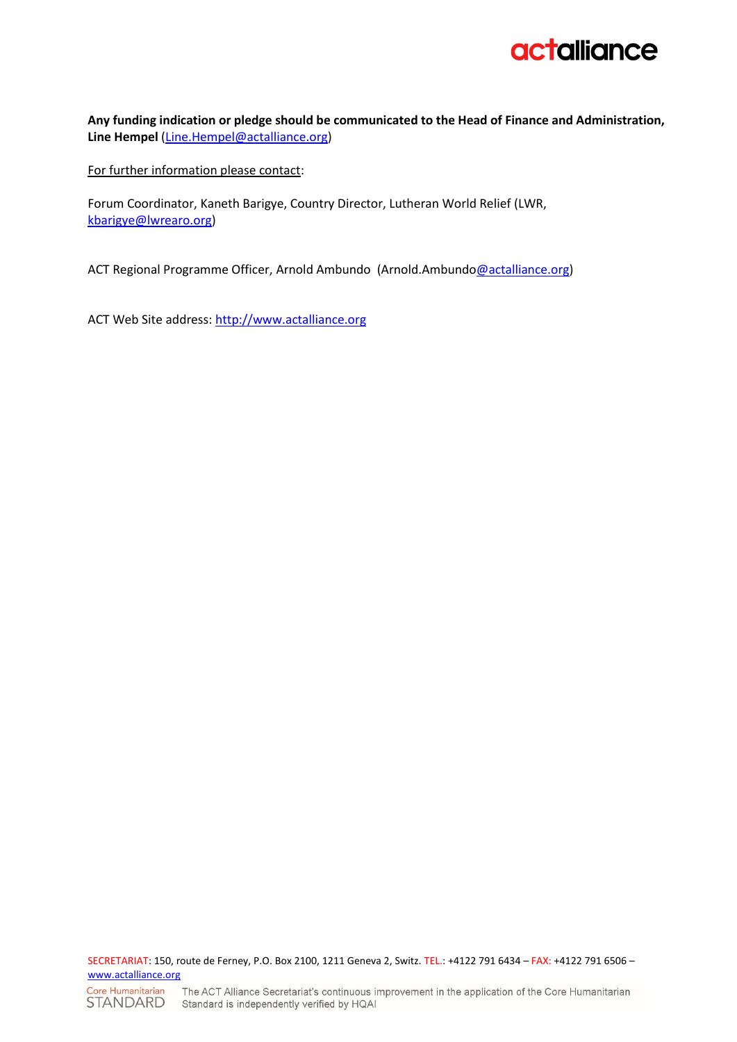**Any funding indication or pledge should be communicated to the Head of Finance and Administration, Line Hempel** (Line.Hempel@actalliance.org)

For further information please contact:

Forum Coordinator, Kaneth Barigye, Country Director, Lutheran World Relief (LWR, kbarigye@lwrearo.org)

ACT Regional Programme Officer, Arnold Ambundo (Arnold.Ambundo@actalliance.org)

ACT Web Site address: http://www.actalliance.org